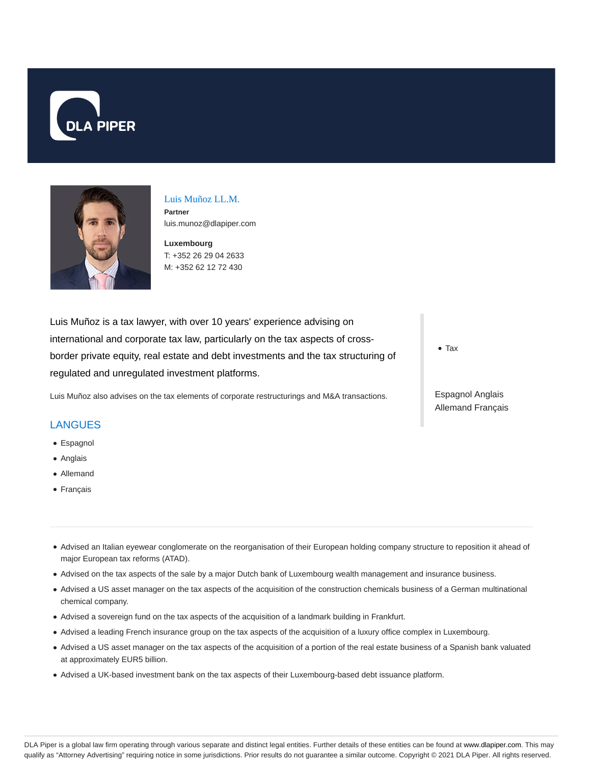DLA PIPER

# Luis Muñoz LL.M.

**Partner**
luis.munoz@dlapiper.com

**Luxembourg**
T: +352 26 29 04 2633
M: +352 62 12 72 430

Luis Muñoz is a tax lawyer, with over 10 years' experience advising on international and corporate tax law, particularly on the tax aspects of cross-border private equity, real estate and debt investments and the tax structuring of regulated and unregulated investment platforms.

Luis Muñoz also advises on the tax elements of corporate restructurings and M&A transactions.

- Tax

Espagnol Anglais
Allemand Français

## LANGUES

- Espagnol
- Anglais
- Allemand
- Français

- Advised an Italian eyewear conglomerate on the reorganisation of their European holding company structure to reposition it ahead of major European tax reforms (ATAD).
- Advised on the tax aspects of the sale by a major Dutch bank of Luxembourg wealth management and insurance business.
- Advised a US asset manager on the tax aspects of the acquisition of the construction chemicals business of a German multinational chemical company.
- Advised a sovereign fund on the tax aspects of the acquisition of a landmark building in Frankfurt.
- Advised a leading French insurance group on the tax aspects of the acquisition of a luxury office complex in Luxembourg.
- Advised a US asset manager on the tax aspects of the acquisition of a portion of the real estate business of a Spanish bank valuated at approximately EUR5 billion.
- Advised a UK-based investment bank on the tax aspects of their Luxembourg-based debt issuance platform.

DLA Piper is a global law firm operating through various separate and distinct legal entities. Further details of these entities can be found at www.dlapiper.com. This may qualify as "Attorney Advertising" requiring notice in some jurisdictions. Prior results do not guarantee a similar outcome. Copyright © 2021 DLA Piper. All rights reserved.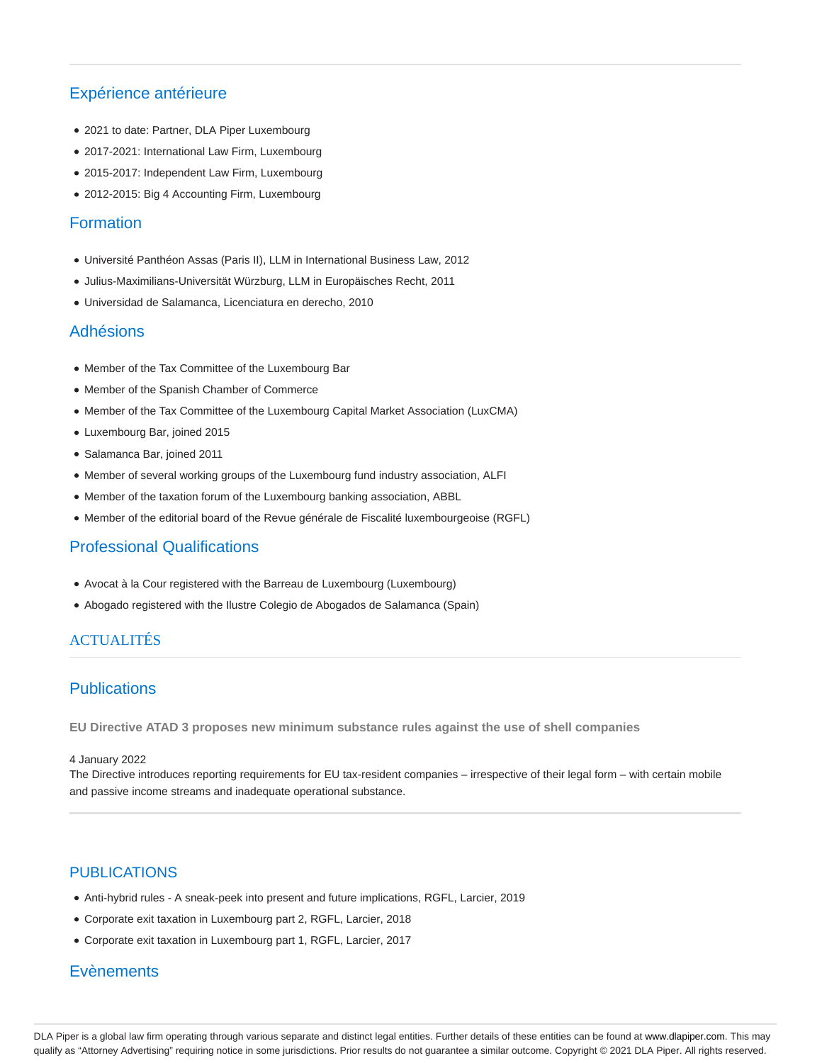## Expérience antérieure

- 2021 to date: Partner, DLA Piper Luxembourg
- 2017-2021: International Law Firm, Luxembourg
- 2015-2017: Independent Law Firm, Luxembourg
- 2012-2015: Big 4 Accounting Firm, Luxembourg

## Formation

- Université Panthéon Assas (Paris II), LLM in International Business Law, 2012
- Julius-Maximilians-Universität Würzburg, LLM in Europäisches Recht, 2011
- Universidad de Salamanca, Licenciatura en derecho, 2010

## Adhésions

- Member of the Tax Committee of the Luxembourg Bar
- Member of the Spanish Chamber of Commerce
- Member of the Tax Committee of the Luxembourg Capital Market Association (LuxCMA)
- Luxembourg Bar, joined 2015
- Salamanca Bar, joined 2011
- Member of several working groups of the Luxembourg fund industry association, ALFI
- Member of the taxation forum of the Luxembourg banking association, ABBL
- Member of the editorial board of the Revue générale de Fiscalité luxembourgeoise (RGFL)

## Professional Qualifications

- Avocat à la Cour registered with the Barreau de Luxembourg (Luxembourg)
- Abogado registered with the Ilustre Colegio de Abogados de Salamanca (Spain)

## ACTUALITÉS

## Publications

**EU Directive ATAD 3 proposes new minimum substance rules against the use of shell companies**

4 January 2022
The Directive introduces reporting requirements for EU tax-resident companies – irrespective of their legal form – with certain mobile and passive income streams and inadequate operational substance.

## PUBLICATIONS

- Anti-hybrid rules - A sneak-peek into present and future implications, RGFL, Larcier, 2019
- Corporate exit taxation in Luxembourg part 2, RGFL, Larcier, 2018
- Corporate exit taxation in Luxembourg part 1, RGFL, Larcier, 2017

## Evènements

DLA Piper is a global law firm operating through various separate and distinct legal entities. Further details of these entities can be found at www.dlapiper.com. This may qualify as "Attorney Advertising" requiring notice in some jurisdictions. Prior results do not guarantee a similar outcome. Copyright © 2021 DLA Piper. All rights reserved.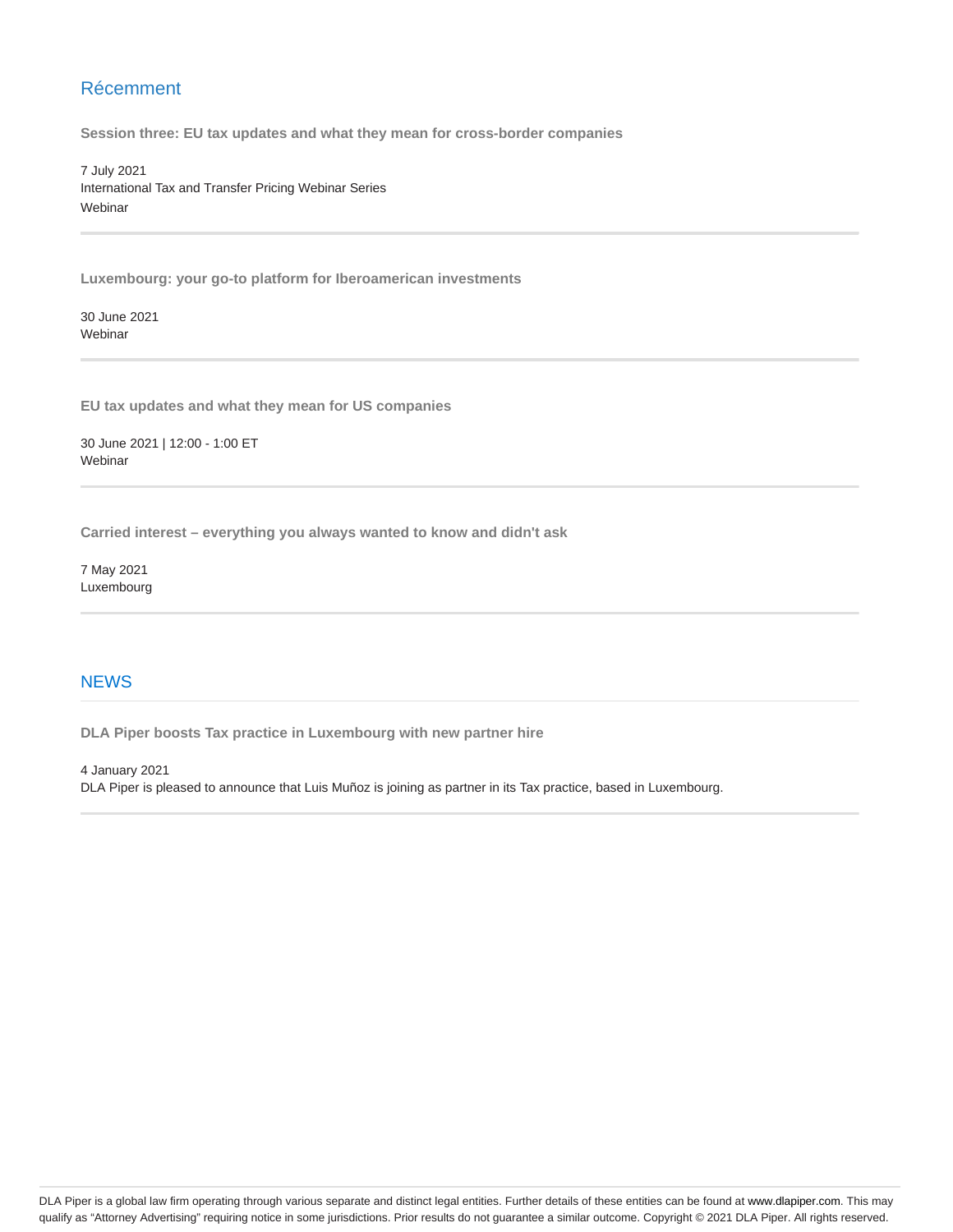## Récemment

**Session three: EU tax updates and what they mean for cross-border companies**

7 July 2021
International Tax and Transfer Pricing Webinar Series
Webinar

---

**Luxembourg: your go-to platform for Iberoamerican investments**

30 June 2021
Webinar

---

**EU tax updates and what they mean for US companies**

30 June 2021 | 12:00 - 1:00 ET
Webinar

---

**Carried interest – everything you always wanted to know and didn't ask**

7 May 2021
Luxembourg

---

## NEWS

**DLA Piper boosts Tax practice in Luxembourg with new partner hire**

4 January 2021
DLA Piper is pleased to announce that Luis Muñoz is joining as partner in its Tax practice, based in Luxembourg.

---

DLA Piper is a global law firm operating through various separate and distinct legal entities. Further details of these entities can be found at www.dlapiper.com. This may qualify as "Attorney Advertising" requiring notice in some jurisdictions. Prior results do not guarantee a similar outcome. Copyright © 2021 DLA Piper. All rights reserved.